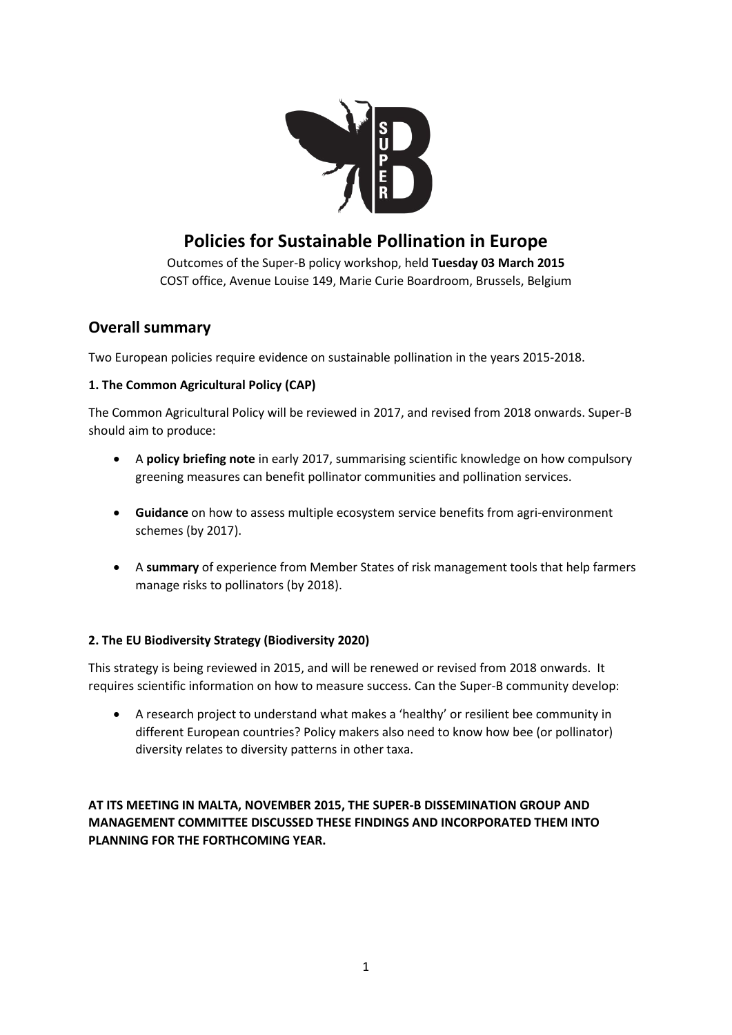# Policies for Sustainable Pollination in Europe

Outcomes of the Super-B policy workshop, held **Tuesday 03 March 2015**
COST office, Avenue Louise 149, Marie Curie Boardroom, Brussels, Belgium

## Overall summary

Two European policies require evidence on sustainable pollination in the years 2015-2018.

### 1. The Common Agricultural Policy (CAP)

The Common Agricultural Policy will be reviewed in 2017, and revised from 2018 onwards. Super-B should aim to produce:

- A **policy briefing note** in early 2017, summarising scientific knowledge on how compulsory greening measures can benefit pollinator communities and pollination services.
- **Guidance** on how to assess multiple ecosystem service benefits from agri-environment schemes (by 2017).
- A **summary** of experience from Member States of risk management tools that help farmers manage risks to pollinators (by 2018).

### 2. The EU Biodiversity Strategy (Biodiversity 2020)

This strategy is being reviewed in 2015, and will be renewed or revised from 2018 onwards. It requires scientific information on how to measure success. Can the Super-B community develop:

- A research project to understand what makes a 'healthy' or resilient bee community in different European countries? Policy makers also need to know how bee (or pollinator) diversity relates to diversity patterns in other taxa.

**AT ITS MEETING IN MALTA, NOVEMBER 2015, THE SUPER-B DISSEMINATION GROUP AND MANAGEMENT COMMITTEE DISCUSSED THESE FINDINGS AND INCORPORATED THEM INTO PLANNING FOR THE FORTHCOMING YEAR.**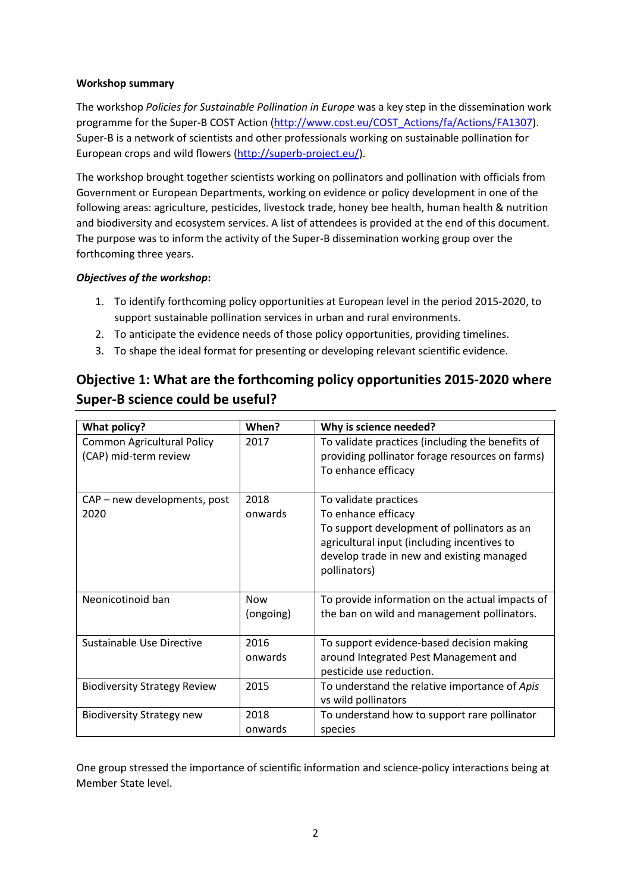**Workshop summary**

The workshop *Policies for Sustainable Pollination in Europe* was a key step in the dissemination work programme for the Super-B COST Action (http://www.cost.eu/COST_Actions/fa/Actions/FA1307). Super-B is a network of scientists and other professionals working on sustainable pollination for European crops and wild flowers (http://superb-project.eu/).

The workshop brought together scientists working on pollinators and pollination with officials from Government or European Departments, working on evidence or policy development in one of the following areas: agriculture, pesticides, livestock trade, honey bee health, human health & nutrition and biodiversity and ecosystem services. A list of attendees is provided at the end of this document. The purpose was to inform the activity of the Super-B dissemination working group over the forthcoming three years.

***Objectives of the workshop*:**

1. To identify forthcoming policy opportunities at European level in the period 2015-2020, to support sustainable pollination services in urban and rural environments.
2. To anticipate the evidence needs of those policy opportunities, providing timelines.
3. To shape the ideal format for presenting or developing relevant scientific evidence.

## Objective 1: What are the forthcoming policy opportunities 2015-2020 where Super-B science could be useful?

| What policy? | When? | Why is science needed? |
|---|---|---|
| Common Agricultural Policy (CAP) mid-term review | 2017 | To validate practices (including the benefits of providing pollinator forage resources on farms)<br>To enhance efficacy |
| CAP – new developments, post 2020 | 2018 onwards | To validate practices<br>To enhance efficacy<br>To support development of pollinators as an agricultural input (including incentives to develop trade in new and existing managed pollinators) |
| Neonicotinoid ban | Now (ongoing) | To provide information on the actual impacts of the ban on wild and management pollinators. |
| Sustainable Use Directive | 2016 onwards | To support evidence-based decision making around Integrated Pest Management and pesticide use reduction. |
| Biodiversity Strategy Review | 2015 | To understand the relative importance of *Apis* vs wild pollinators |
| Biodiversity Strategy new | 2018 onwards | To understand how to support rare pollinator species |

One group stressed the importance of scientific information and science-policy interactions being at Member State level.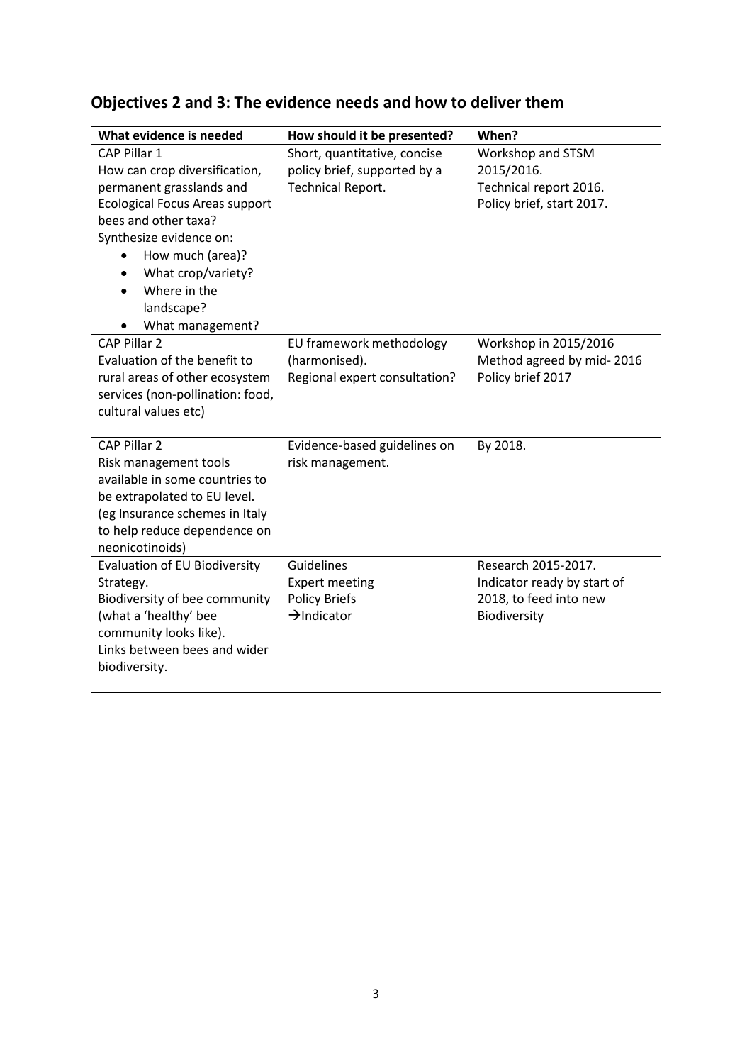## Objectives 2 and 3: The evidence needs and how to deliver them

| What evidence is needed | How should it be presented? | When? |
|---|---|---|
| CAP Pillar 1<br>How can crop diversification, permanent grasslands and Ecological Focus Areas support bees and other taxa?<br>Synthesize evidence on:<br>• How much (area)?<br>• What crop/variety?<br>• Where in the landscape?<br>• What management? | Short, quantitative, concise policy brief, supported by a Technical Report. | Workshop and STSM 2015/2016.<br>Technical report 2016.<br>Policy brief, start 2017. |
| CAP Pillar 2<br>Evaluation of the benefit to rural areas of other ecosystem services (non-pollination: food, cultural values etc) | EU framework methodology (harmonised).<br>Regional expert consultation? | Workshop in 2015/2016<br>Method agreed by mid- 2016<br>Policy brief 2017 |
| CAP Pillar 2<br>Risk management tools available in some countries to be extrapolated to EU level.<br>(eg Insurance schemes in Italy to help reduce dependence on neonicotinoids) | Evidence-based guidelines on risk management. | By 2018. |
| Evaluation of EU Biodiversity Strategy.<br>Biodiversity of bee community (what a 'healthy' bee community looks like).<br>Links between bees and wider biodiversity. | Guidelines<br>Expert meeting<br>Policy Briefs<br>→Indicator | Research 2015-2017.<br>Indicator ready by start of 2018, to feed into new Biodiversity |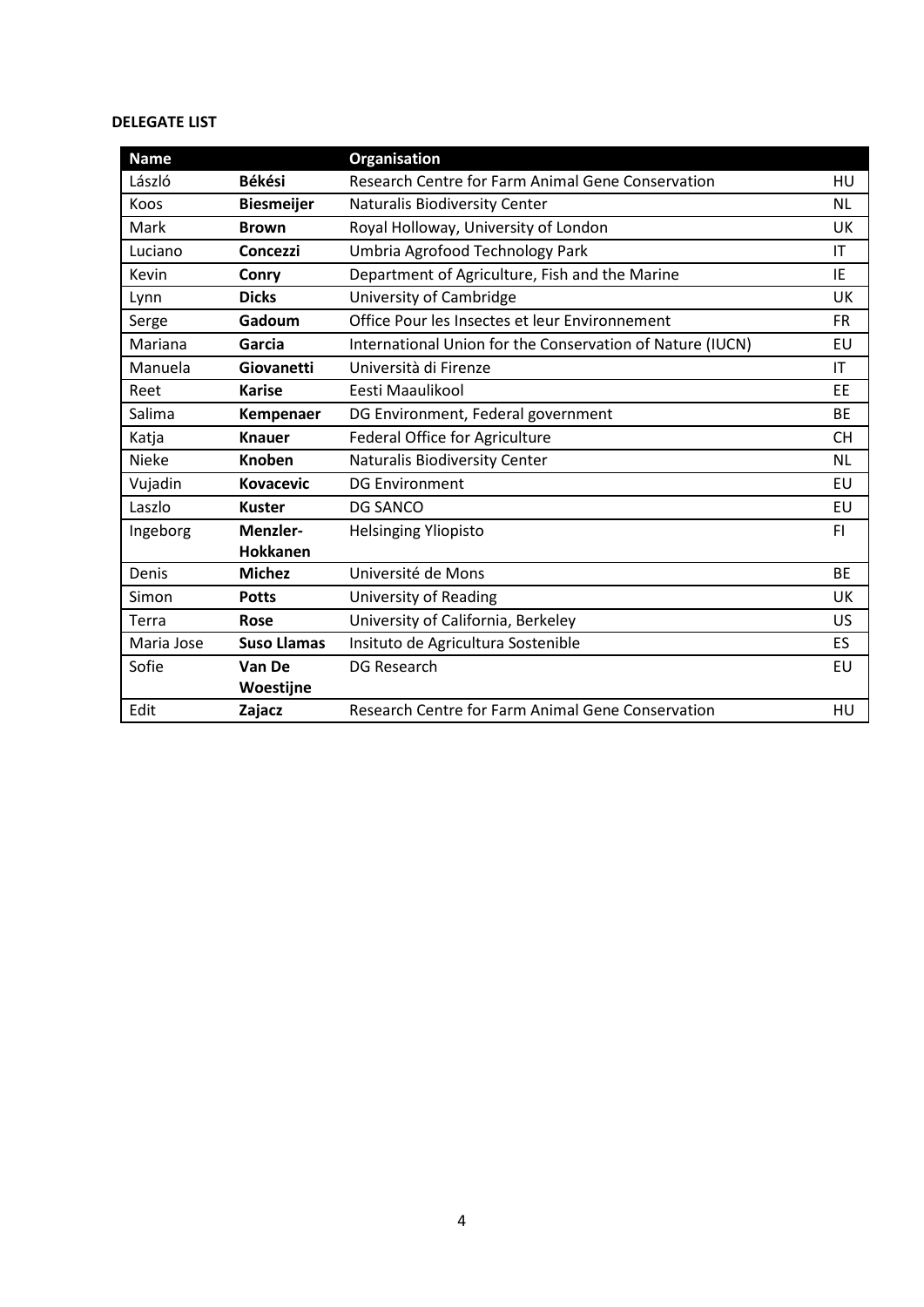**DELEGATE LIST**

| Name | | Organisation | |
|---|---|---|---|
| László | **Békési** | Research Centre for Farm Animal Gene Conservation | HU |
| Koos | **Biesmeijer** | Naturalis Biodiversity Center | NL |
| Mark | **Brown** | Royal Holloway, University of London | UK |
| Luciano | **Concezzi** | Umbria Agrofood Technology Park | IT |
| Kevin | **Conry** | Department of Agriculture, Fish and the Marine | IE |
| Lynn | **Dicks** | University of Cambridge | UK |
| Serge | **Gadoum** | Office Pour les Insectes et leur Environnement | FR |
| Mariana | **Garcia** | International Union for the Conservation of Nature (IUCN) | EU |
| Manuela | **Giovanetti** | Università di Firenze | IT |
| Reet | **Karise** | Eesti Maaulikool | EE |
| Salima | **Kempenaer** | DG Environment, Federal government | BE |
| Katja | **Knauer** | Federal Office for Agriculture | CH |
| Nieke | **Knoben** | Naturalis Biodiversity Center | NL |
| Vujadin | **Kovacevic** | DG Environment | EU |
| Laszlo | **Kuster** | DG SANCO | EU |
| Ingeborg | **Menzler-Hokkanen** | Helsinging Yliopisto | FI |
| Denis | **Michez** | Université de Mons | BE |
| Simon | **Potts** | University of Reading | UK |
| Terra | **Rose** | University of California, Berkeley | US |
| Maria Jose | **Suso Llamas** | Insituto de Agricultura Sostenible | ES |
| Sofie | **Van De Woestijne** | DG Research | EU |
| Edit | **Zajacz** | Research Centre for Farm Animal Gene Conservation | HU |